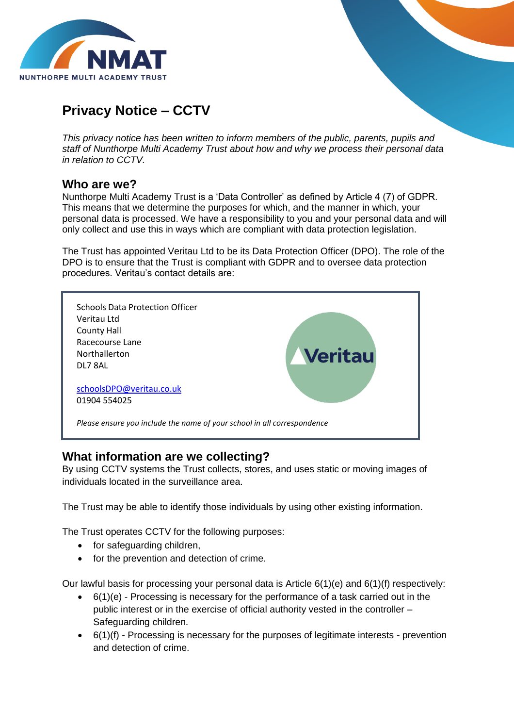# Privacy Notice – CCTV

*This privacy notice has been written to inform members of the public, parents, pupils and staff of Nunthorpe Multi Academy Trust about how and why we process their personal data in relation to CCTV.*

## Who are we?

Nunthorpe Multi Academy Trust is a 'Data Controller' as defined by Article 4 (7) of GDPR. This means that we determine the purposes for which, and the manner in which, your personal data is processed. We have a responsibility to you and your personal data and will only collect and use this in ways which are compliant with data protection legislation.

The Trust has appointed Veritau Ltd to be its Data Protection Officer (DPO). The role of the DPO is to ensure that the Trust is compliant with GDPR and to oversee data protection procedures. Veritau's contact details are:

Schools Data Protection Officer
Veritau Ltd
County Hall
Racecourse Lane
Northallerton
DL7 8AL

schoolsDPO@veritau.co.uk
01904 554025

*Please ensure you include the name of your school in all correspondence*

## What information are we collecting?

By using CCTV systems the Trust collects, stores, and uses static or moving images of individuals located in the surveillance area.

The Trust may be able to identify those individuals by using other existing information.

The Trust operates CCTV for the following purposes:

- for safeguarding children,
- for the prevention and detection of crime.

Our lawful basis for processing your personal data is Article 6(1)(e) and 6(1)(f) respectively:

- 6(1)(e) - Processing is necessary for the performance of a task carried out in the public interest or in the exercise of official authority vested in the controller – Safeguarding children.
- 6(1)(f) - Processing is necessary for the purposes of legitimate interests - prevention and detection of crime.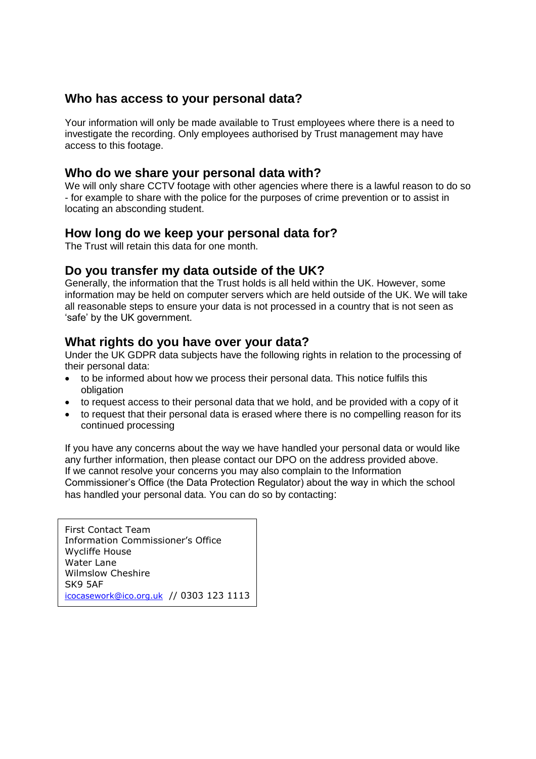## Who has access to your personal data?

Your information will only be made available to Trust employees where there is a need to investigate the recording. Only employees authorised by Trust management may have access to this footage.

## Who do we share your personal data with?

We will only share CCTV footage with other agencies where there is a lawful reason to do so - for example to share with the police for the purposes of crime prevention or to assist in locating an absconding student.

## How long do we keep your personal data for?

The Trust will retain this data for one month.

## Do you transfer my data outside of the UK?

Generally, the information that the Trust holds is all held within the UK. However, some information may be held on computer servers which are held outside of the UK. We will take all reasonable steps to ensure your data is not processed in a country that is not seen as 'safe' by the UK government.

## What rights do you have over your data?

Under the UK GDPR data subjects have the following rights in relation to the processing of their personal data:

- to be informed about how we process their personal data. This notice fulfils this obligation
- to request access to their personal data that we hold, and be provided with a copy of it
- to request that their personal data is erased where there is no compelling reason for its continued processing

If you have any concerns about the way we have handled your personal data or would like any further information, then please contact our DPO on the address provided above.
If we cannot resolve your concerns you may also complain to the Information Commissioner's Office (the Data Protection Regulator) about the way in which the school has handled your personal data. You can do so by contacting:

First Contact Team
Information Commissioner's Office
Wycliffe House
Water Lane
Wilmslow Cheshire
SK9 5AF
icocasework@ico.org.uk // 0303 123 1113